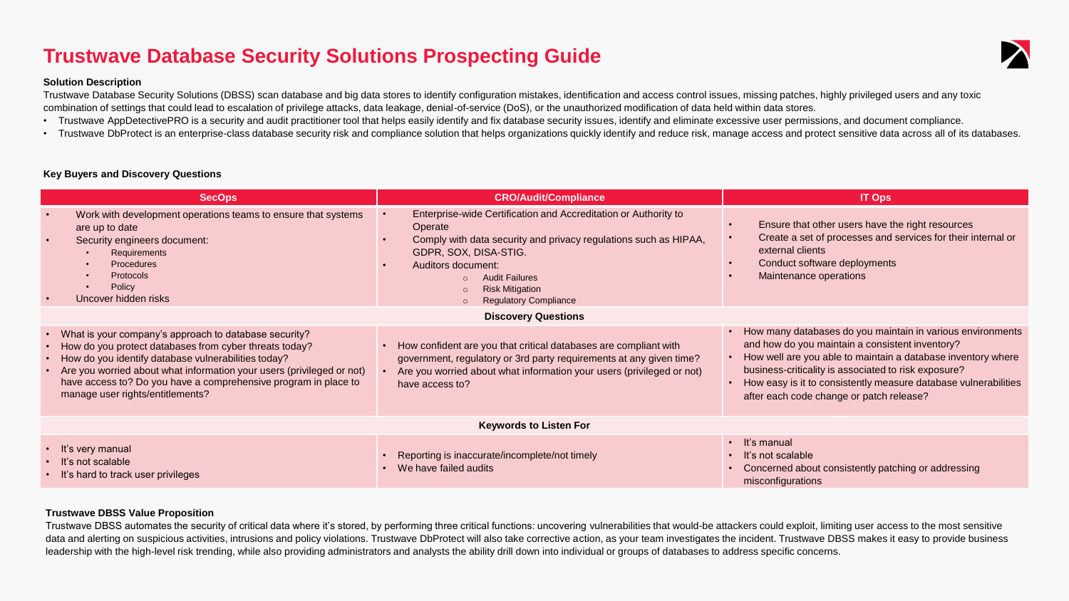# Trustwave Database Security Solutions Prospecting Guide

**Solution Description**

Trustwave Database Security Solutions (DBSS) scan database and big data stores to identify configuration mistakes, identification and access control issues, missing patches, highly privileged users and any toxic combination of settings that could lead to escalation of privilege attacks, data leakage, denial-of-service (DoS), or the unauthorized modification of data held within data stores.

- Trustwave AppDetectivePRO is a security and audit practitioner tool that helps easily identify and fix database security issues, identify and eliminate excessive user permissions, and document compliance.
- Trustwave DbProtect is an enterprise-class database security risk and compliance solution that helps organizations quickly identify and reduce risk, manage access and protect sensitive data across all of its databases.

**Key Buyers and Discovery Questions**

| SecOps | CRO/Audit/Compliance | IT Ops |
|---|---|---|
| • Work with development operations teams to ensure that systems are up to date<br>• Security engineers document:<br>&nbsp;&nbsp;• Requirements<br>&nbsp;&nbsp;• Procedures<br>&nbsp;&nbsp;• Protocols<br>&nbsp;&nbsp;• Policy<br>• Uncover hidden risks | • Enterprise-wide Certification and Accreditation or Authority to Operate<br>• Comply with data security and privacy regulations such as HIPAA, GDPR, SOX, DISA-STIG.<br>• Auditors document:<br>&nbsp;&nbsp;○ Audit Failures<br>&nbsp;&nbsp;○ Risk Mitigation<br>&nbsp;&nbsp;○ Regulatory Compliance | • Ensure that other users have the right resources<br>• Create a set of processes and services for their internal or external clients<br>• Conduct software deployments<br>• Maintenance operations |
| **Discovery Questions** | | |
| • What is your company's approach to database security?<br>• How do you protect databases from cyber threats today?<br>• How do you identify database vulnerabilities today?<br>• Are you worried about what information your users (privileged or not) have access to? Do you have a comprehensive program in place to manage user rights/entitlements? | • How confident are you that critical databases are compliant with government, regulatory or 3rd party requirements at any given time?<br>• Are you worried about what information your users (privileged or not) have access to? | • How many databases do you maintain in various environments and how do you maintain a consistent inventory?<br>• How well are you able to maintain a database inventory where business-criticality is associated to risk exposure?<br>• How easy is it to consistently measure database vulnerabilities after each code change or patch release? |
| **Keywords to Listen For** | | |
| • It's very manual<br>• It's not scalable<br>• It's hard to track user privileges | • Reporting is inaccurate/incomplete/not timely<br>• We have failed audits | • It's manual<br>• It's not scalable<br>• Concerned about consistently patching or addressing misconfigurations |

**Trustwave DBSS Value Proposition**

Trustwave DBSS automates the security of critical data where it's stored, by performing three critical functions: uncovering vulnerabilities that would-be attackers could exploit, limiting user access to the most sensitive data and alerting on suspicious activities, intrusions and policy violations. Trustwave DbProtect will also take corrective action, as your team investigates the incident. Trustwave DBSS makes it easy to provide business leadership with the high-level risk trending, while also providing administrators and analysts the ability drill down into individual or groups of databases to address specific concerns.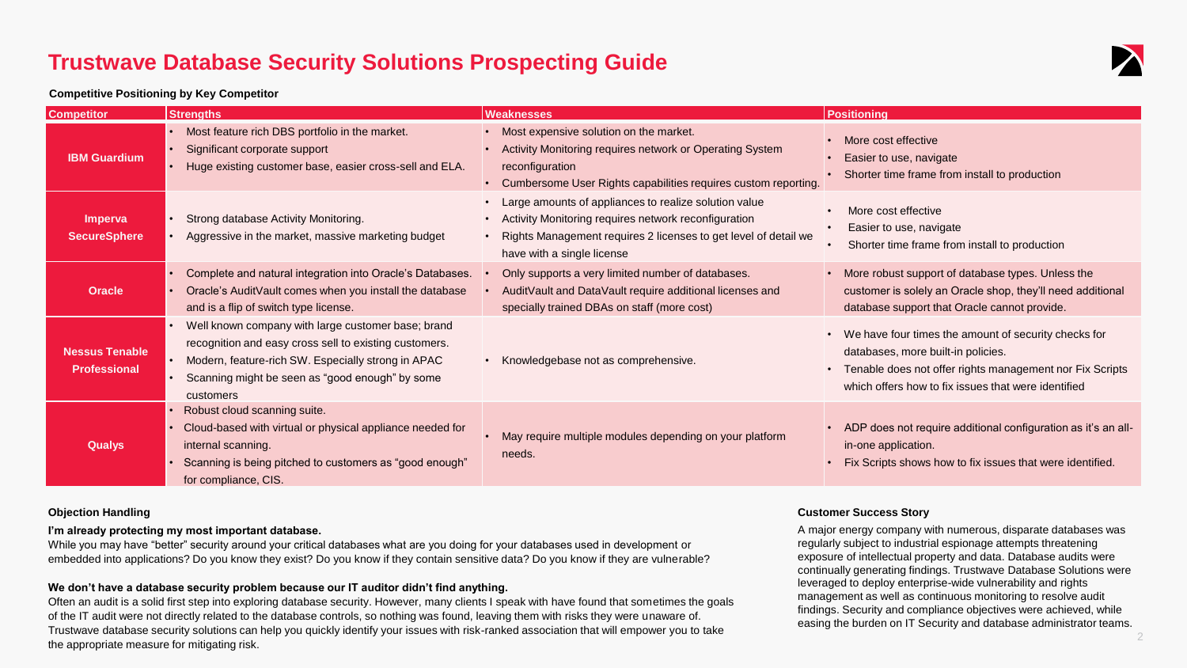# Trustwave Database Security Solutions Prospecting Guide

**Competitive Positioning by Key Competitor**

| Competitor | Strengths | Weaknesses | Positioning |
|---|---|---|---|
| **IBM Guardium** | • Most feature rich DBS portfolio in the market.<br>• Significant corporate support<br>• Huge existing customer base, easier cross-sell and ELA. | • Most expensive solution on the market.<br>• Activity Monitoring requires network or Operating System reconfiguration<br>• Cumbersome User Rights capabilities requires custom reporting. | • More cost effective<br>• Easier to use, navigate<br>• Shorter time frame from install to production |
| **Imperva SecureSphere** | • Strong database Activity Monitoring.<br>• Aggressive in the market, massive marketing budget | • Large amounts of appliances to realize solution value<br>• Activity Monitoring requires network reconfiguration<br>• Rights Management requires 2 licenses to get level of detail we have with a single license | • More cost effective<br>• Easier to use, navigate<br>• Shorter time frame from install to production |
| **Oracle** | • Complete and natural integration into Oracle's Databases.<br>• Oracle's AuditVault comes when you install the database and is a flip of switch type license. | • Only supports a very limited number of databases.<br>• AuditVault and DataVault require additional licenses and specially trained DBAs on staff (more cost) | • More robust support of database types. Unless the customer is solely an Oracle shop, they'll need additional database support that Oracle cannot provide. |
| **Nessus Tenable Professional** | • Well known company with large customer base; brand recognition and easy cross sell to existing customers.<br>• Modern, feature-rich SW. Especially strong in APAC<br>• Scanning might be seen as "good enough" by some customers | • Knowledgebase not as comprehensive. | • We have four times the amount of security checks for databases, more built-in policies.<br>• Tenable does not offer rights management nor Fix Scripts which offers how to fix issues that were identified |
| **Qualys** | • Robust cloud scanning suite.<br>• Cloud-based with virtual or physical appliance needed for internal scanning.<br>• Scanning is being pitched to customers as "good enough" for compliance, CIS. | • May require multiple modules depending on your platform needs. | • ADP does not require additional configuration as it's an all-in-one application.<br>• Fix Scripts shows how to fix issues that were identified. |

**Objection Handling**

**I'm already protecting my most important database.**

While you may have "better" security around your critical databases what are you doing for your databases used in development or embedded into applications? Do you know they exist? Do you know if they contain sensitive data? Do you know if they are vulnerable?

**We don't have a database security problem because our IT auditor didn't find anything.**

Often an audit is a solid first step into exploring database security. However, many clients I speak with have found that sometimes the goals of the IT audit were not directly related to the database controls, so nothing was found, leaving them with risks they were unaware of. Trustwave database security solutions can help you quickly identify your issues with risk-ranked association that will empower you to take the appropriate measure for mitigating risk.

**Customer Success Story**

A major energy company with numerous, disparate databases was regularly subject to industrial espionage attempts threatening exposure of intellectual property and data. Database audits were continually generating findings. Trustwave Database Solutions were leveraged to deploy enterprise-wide vulnerability and rights management as well as continuous monitoring to resolve audit findings. Security and compliance objectives were achieved, while easing the burden on IT Security and database administrator teams.